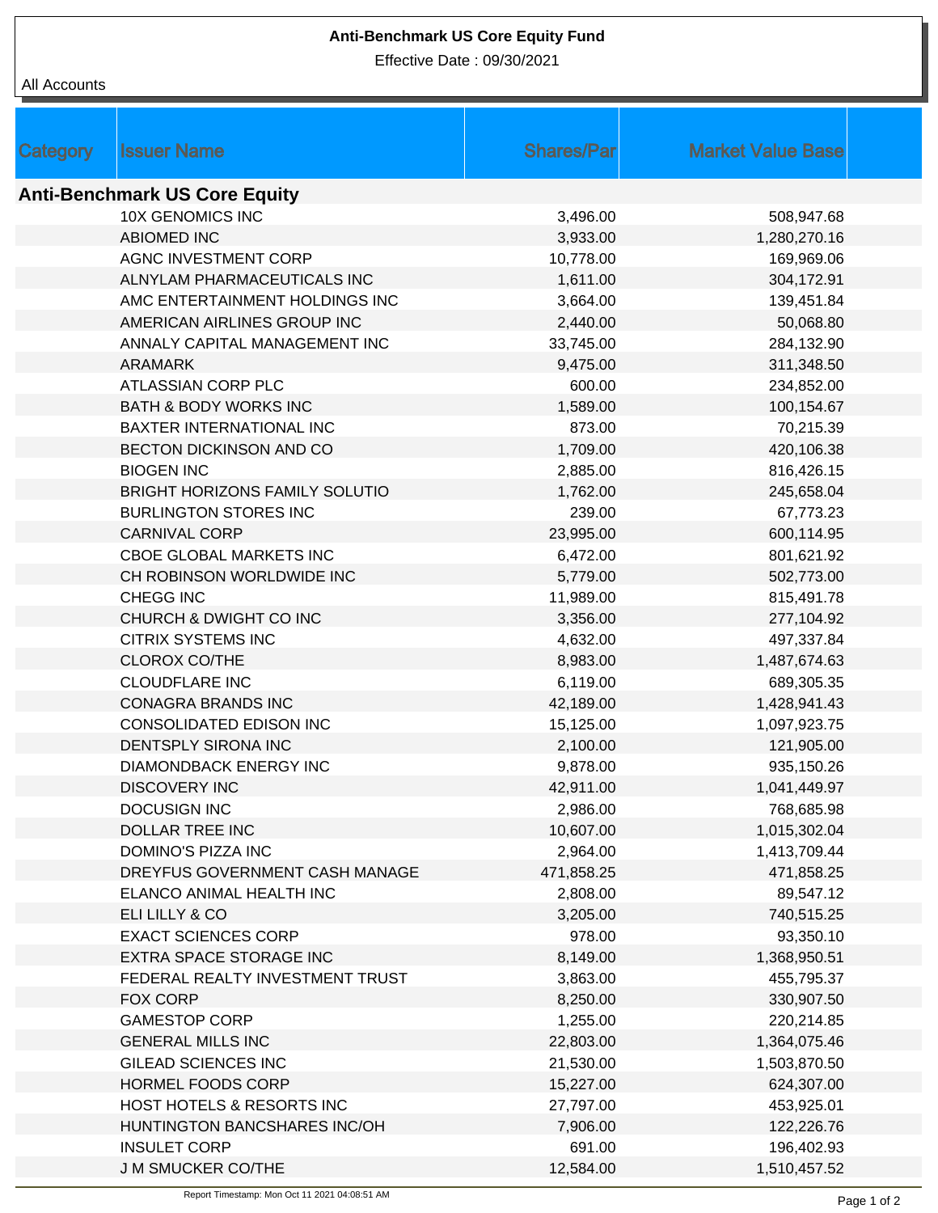# Anti-Benchmark US Core Equity Fund

Effective Date : 09/30/2021

All Accounts

| Category | Issuer Name | Shares/Par | Market Value Base |
|---|---|---|---|
| **Anti-Benchmark US Core Equity** | | | |
| | 10X GENOMICS INC | 3,496.00 | 508,947.68 |
| | ABIOMED INC | 3,933.00 | 1,280,270.16 |
| | AGNC INVESTMENT CORP | 10,778.00 | 169,969.06 |
| | ALNYLAM PHARMACEUTICALS INC | 1,611.00 | 304,172.91 |
| | AMC ENTERTAINMENT HOLDINGS INC | 3,664.00 | 139,451.84 |
| | AMERICAN AIRLINES GROUP INC | 2,440.00 | 50,068.80 |
| | ANNALY CAPITAL MANAGEMENT INC | 33,745.00 | 284,132.90 |
| | ARAMARK | 9,475.00 | 311,348.50 |
| | ATLASSIAN CORP PLC | 600.00 | 234,852.00 |
| | BATH & BODY WORKS INC | 1,589.00 | 100,154.67 |
| | BAXTER INTERNATIONAL INC | 873.00 | 70,215.39 |
| | BECTON DICKINSON AND CO | 1,709.00 | 420,106.38 |
| | BIOGEN INC | 2,885.00 | 816,426.15 |
| | BRIGHT HORIZONS FAMILY SOLUTIO | 1,762.00 | 245,658.04 |
| | BURLINGTON STORES INC | 239.00 | 67,773.23 |
| | CARNIVAL CORP | 23,995.00 | 600,114.95 |
| | CBOE GLOBAL MARKETS INC | 6,472.00 | 801,621.92 |
| | CH ROBINSON WORLDWIDE INC | 5,779.00 | 502,773.00 |
| | CHEGG INC | 11,989.00 | 815,491.78 |
| | CHURCH & DWIGHT CO INC | 3,356.00 | 277,104.92 |
| | CITRIX SYSTEMS INC | 4,632.00 | 497,337.84 |
| | CLOROX CO/THE | 8,983.00 | 1,487,674.63 |
| | CLOUDFLARE INC | 6,119.00 | 689,305.35 |
| | CONAGRA BRANDS INC | 42,189.00 | 1,428,941.43 |
| | CONSOLIDATED EDISON INC | 15,125.00 | 1,097,923.75 |
| | DENTSPLY SIRONA INC | 2,100.00 | 121,905.00 |
| | DIAMONDBACK ENERGY INC | 9,878.00 | 935,150.26 |
| | DISCOVERY INC | 42,911.00 | 1,041,449.97 |
| | DOCUSIGN INC | 2,986.00 | 768,685.98 |
| | DOLLAR TREE INC | 10,607.00 | 1,015,302.04 |
| | DOMINO'S PIZZA INC | 2,964.00 | 1,413,709.44 |
| | DREYFUS GOVERNMENT CASH MANAGE | 471,858.25 | 471,858.25 |
| | ELANCO ANIMAL HEALTH INC | 2,808.00 | 89,547.12 |
| | ELI LILLY & CO | 3,205.00 | 740,515.25 |
| | EXACT SCIENCES CORP | 978.00 | 93,350.10 |
| | EXTRA SPACE STORAGE INC | 8,149.00 | 1,368,950.51 |
| | FEDERAL REALTY INVESTMENT TRUST | 3,863.00 | 455,795.37 |
| | FOX CORP | 8,250.00 | 330,907.50 |
| | GAMESTOP CORP | 1,255.00 | 220,214.85 |
| | GENERAL MILLS INC | 22,803.00 | 1,364,075.46 |
| | GILEAD SCIENCES INC | 21,530.00 | 1,503,870.50 |
| | HORMEL FOODS CORP | 15,227.00 | 624,307.00 |
| | HOST HOTELS & RESORTS INC | 27,797.00 | 453,925.01 |
| | HUNTINGTON BANCSHARES INC/OH | 7,906.00 | 122,226.76 |
| | INSULET CORP | 691.00 | 196,402.93 |
| | J M SMUCKER CO/THE | 12,584.00 | 1,510,457.52 |

Report Timestamp: Mon Oct 11 2021 04:08:51 AM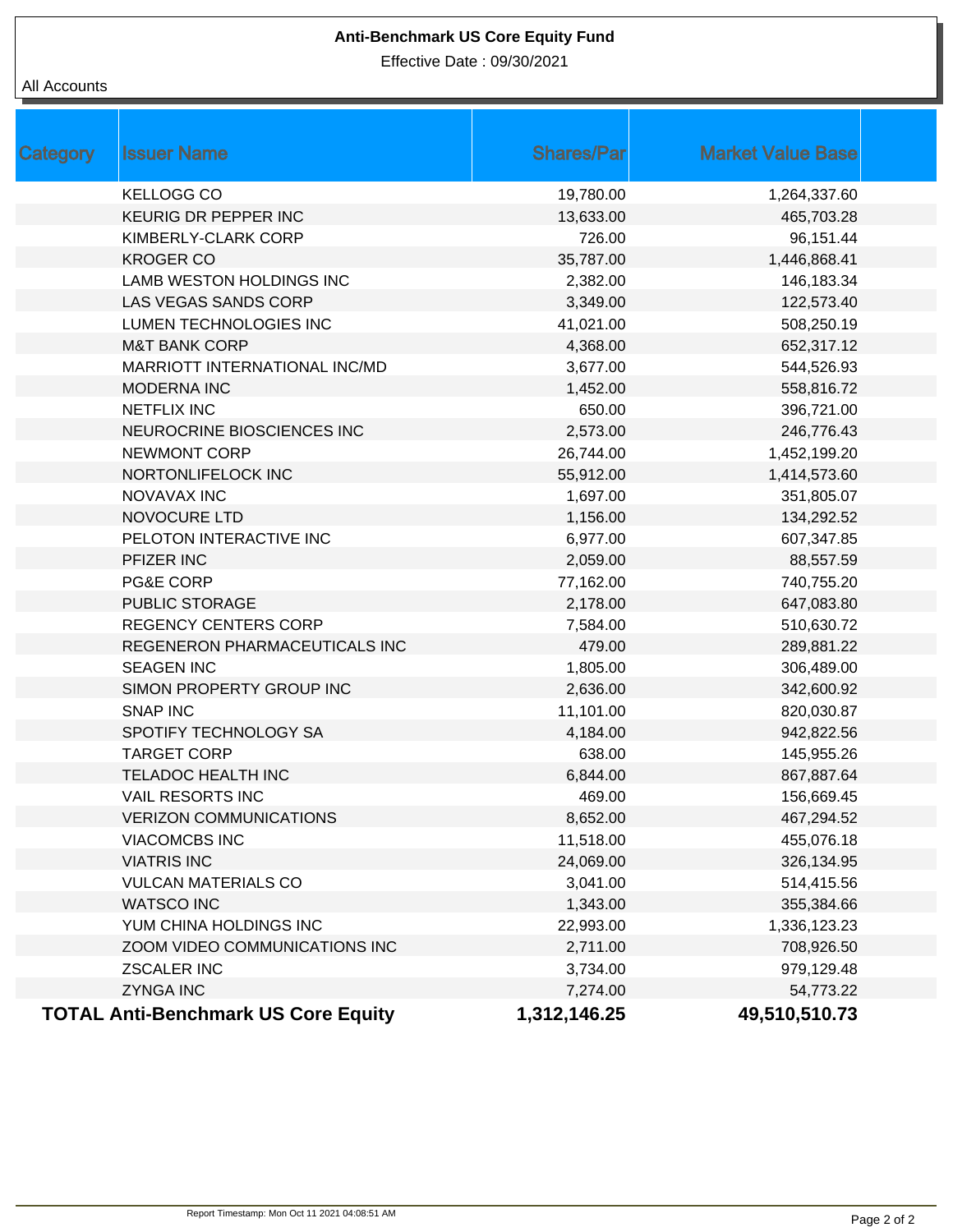**Anti-Benchmark US Core Equity Fund**

Effective Date : 09/30/2021

All Accounts

| Category | Issuer Name | Shares/Par | Market Value Base |
|---|---|---|---|
| | KELLOGG CO | 19,780.00 | 1,264,337.60 |
| | KEURIG DR PEPPER INC | 13,633.00 | 465,703.28 |
| | KIMBERLY-CLARK CORP | 726.00 | 96,151.44 |
| | KROGER CO | 35,787.00 | 1,446,868.41 |
| | LAMB WESTON HOLDINGS INC | 2,382.00 | 146,183.34 |
| | LAS VEGAS SANDS CORP | 3,349.00 | 122,573.40 |
| | LUMEN TECHNOLOGIES INC | 41,021.00 | 508,250.19 |
| | M&T BANK CORP | 4,368.00 | 652,317.12 |
| | MARRIOTT INTERNATIONAL INC/MD | 3,677.00 | 544,526.93 |
| | MODERNA INC | 1,452.00 | 558,816.72 |
| | NETFLIX INC | 650.00 | 396,721.00 |
| | NEUROCRINE BIOSCIENCES INC | 2,573.00 | 246,776.43 |
| | NEWMONT CORP | 26,744.00 | 1,452,199.20 |
| | NORTONLIFELOCK INC | 55,912.00 | 1,414,573.60 |
| | NOVAVAX INC | 1,697.00 | 351,805.07 |
| | NOVOCURE LTD | 1,156.00 | 134,292.52 |
| | PELOTON INTERACTIVE INC | 6,977.00 | 607,347.85 |
| | PFIZER INC | 2,059.00 | 88,557.59 |
| | PG&E CORP | 77,162.00 | 740,755.20 |
| | PUBLIC STORAGE | 2,178.00 | 647,083.80 |
| | REGENCY CENTERS CORP | 7,584.00 | 510,630.72 |
| | REGENERON PHARMACEUTICALS INC | 479.00 | 289,881.22 |
| | SEAGEN INC | 1,805.00 | 306,489.00 |
| | SIMON PROPERTY GROUP INC | 2,636.00 | 342,600.92 |
| | SNAP INC | 11,101.00 | 820,030.87 |
| | SPOTIFY TECHNOLOGY SA | 4,184.00 | 942,822.56 |
| | TARGET CORP | 638.00 | 145,955.26 |
| | TELADOC HEALTH INC | 6,844.00 | 867,887.64 |
| | VAIL RESORTS INC | 469.00 | 156,669.45 |
| | VERIZON COMMUNICATIONS | 8,652.00 | 467,294.52 |
| | VIACOMCBS INC | 11,518.00 | 455,076.18 |
| | VIATRIS INC | 24,069.00 | 326,134.95 |
| | VULCAN MATERIALS CO | 3,041.00 | 514,415.56 |
| | WATSCO INC | 1,343.00 | 355,384.66 |
| | YUM CHINA HOLDINGS INC | 22,993.00 | 1,336,123.23 |
| | ZOOM VIDEO COMMUNICATIONS INC | 2,711.00 | 708,926.50 |
| | ZSCALER INC | 3,734.00 | 979,129.48 |
| | ZYNGA INC | 7,274.00 | 54,773.22 |
| **TOTAL Anti-Benchmark US Core Equity** | | **1,312,146.25** | **49,510,510.73** |

Report Timestamp: Mon Oct 11 2021 04:08:51 AM